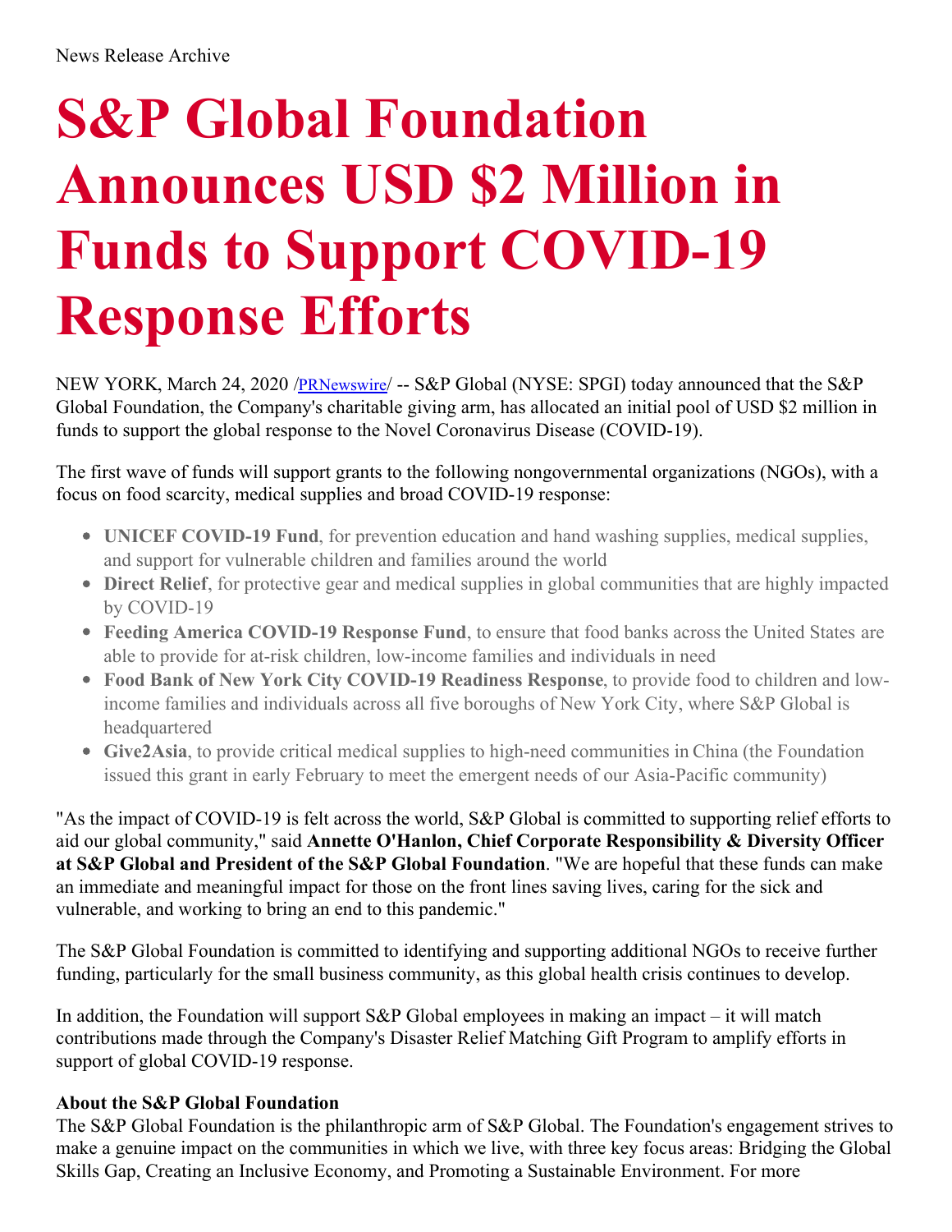News Release Archive

# S&P Global Foundation Announces USD $2 Million in Funds to Support COVID-19 Response Efforts

NEW YORK, March 24, 2020 /PRNewswire/ -- S&P Global (NYSE: SPGI) today announced that the S&P Global Foundation, the Company's charitable giving arm, has allocated an initial pool of USD $2 million in funds to support the global response to the Novel Coronavirus Disease (COVID-19).

The first wave of funds will support grants to the following nongovernmental organizations (NGOs), with a focus on food scarcity, medical supplies and broad COVID-19 response:

- **UNICEF COVID-19 Fund**, for prevention education and hand washing supplies, medical supplies, and support for vulnerable children and families around the world
- **Direct Relief**, for protective gear and medical supplies in global communities that are highly impacted by COVID-19
- **Feeding America COVID-19 Response Fund**, to ensure that food banks across the United States are able to provide for at-risk children, low-income families and individuals in need
- **Food Bank of New York City COVID-19 Readiness Response**, to provide food to children and low-income families and individuals across all five boroughs of New York City, where S&P Global is headquartered
- **Give2Asia**, to provide critical medical supplies to high-need communities in China (the Foundation issued this grant in early February to meet the emergent needs of our Asia-Pacific community)

"As the impact of COVID-19 is felt across the world, S&P Global is committed to supporting relief efforts to aid our global community," said **Annette O'Hanlon, Chief Corporate Responsibility & Diversity Officer at S&P Global and President of the S&P Global Foundation**. "We are hopeful that these funds can make an immediate and meaningful impact for those on the front lines saving lives, caring for the sick and vulnerable, and working to bring an end to this pandemic."

The S&P Global Foundation is committed to identifying and supporting additional NGOs to receive further funding, particularly for the small business community, as this global health crisis continues to develop.

In addition, the Foundation will support S&P Global employees in making an impact – it will match contributions made through the Company's Disaster Relief Matching Gift Program to amplify efforts in support of global COVID-19 response.

**About the S&P Global Foundation**

The S&P Global Foundation is the philanthropic arm of S&P Global. The Foundation's engagement strives to make a genuine impact on the communities in which we live, with three key focus areas: Bridging the Global Skills Gap, Creating an Inclusive Economy, and Promoting a Sustainable Environment. For more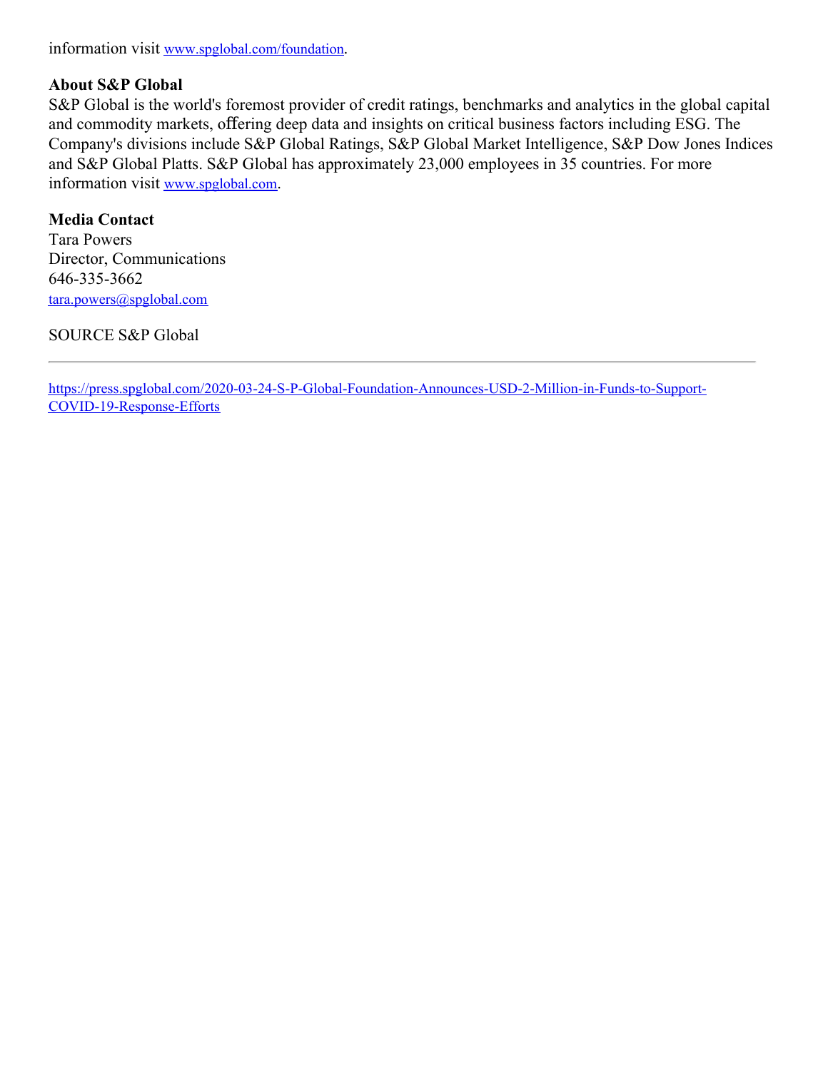information visit www.spglobal.com/foundation.

**About S&P Global**

S&P Global is the world's foremost provider of credit ratings, benchmarks and analytics in the global capital and commodity markets, offering deep data and insights on critical business factors including ESG. The Company's divisions include S&P Global Ratings, S&P Global Market Intelligence, S&P Dow Jones Indices and S&P Global Platts. S&P Global has approximately 23,000 employees in 35 countries. For more information visit www.spglobal.com.

**Media Contact**

Tara Powers
Director, Communications
646-335-3662
tara.powers@spglobal.com

SOURCE S&P Global

---

https://press.spglobal.com/2020-03-24-S-P-Global-Foundation-Announces-USD-2-Million-in-Funds-to-Support-COVID-19-Response-Efforts